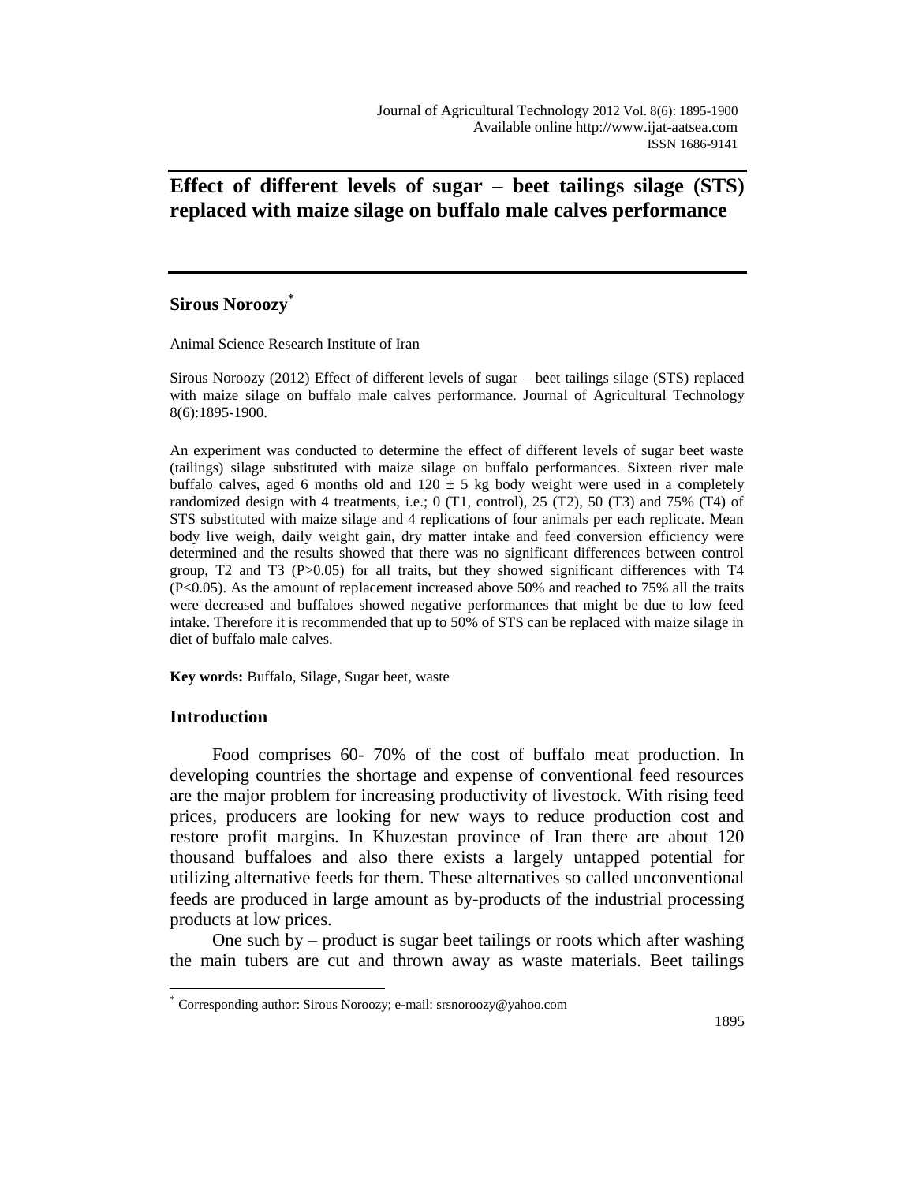# Effect of different levels of sugar – beet tailings silage (STS) replaced with maize silage on buffalo male calves performance

**Sirous Noroozy***

Animal Science Research Institute of Iran

Sirous Noroozy (2012) Effect of different levels of sugar – beet tailings silage (STS) replaced with maize silage on buffalo male calves performance. Journal of Agricultural Technology 8(6):1895-1900.

An experiment was conducted to determine the effect of different levels of sugar beet waste (tailings) silage substituted with maize silage on buffalo performances. Sixteen river male buffalo calves, aged 6 months old and $120 \pm 5$ kg body weight were used in a completely randomized design with 4 treatments, i.e.; 0 (T1, control), 25 (T2), 50 (T3) and 75% (T4) of STS substituted with maize silage and 4 replications of four animals per each replicate. Mean body live weigh, daily weight gain, dry matter intake and feed conversion efficiency were determined and the results showed that there was no significant differences between control group, T2 and T3 ($P>0.05$) for all traits, but they showed significant differences with T4 ($P<0.05$). As the amount of replacement increased above 50% and reached to 75% all the traits were decreased and buffaloes showed negative performances that might be due to low feed intake. Therefore it is recommended that up to 50% of STS can be replaced with maize silage in diet of buffalo male calves.

**Key words:** Buffalo, Silage, Sugar beet, waste

## Introduction

Food comprises 60- 70% of the cost of buffalo meat production. In developing countries the shortage and expense of conventional feed resources are the major problem for increasing productivity of livestock. With rising feed prices, producers are looking for new ways to reduce production cost and restore profit margins. In Khuzestan province of Iran there are about 120 thousand buffaloes and also there exists a largely untapped potential for utilizing alternative feeds for them. These alternatives so called unconventional feeds are produced in large amount as by-products of the industrial processing products at low prices.

One such by – product is sugar beet tailings or roots which after washing the main tubers are cut and thrown away as waste materials. Beet tailings

* Corresponding author: Sirous Noroozy; e-mail: srsnoroozy@yahoo.com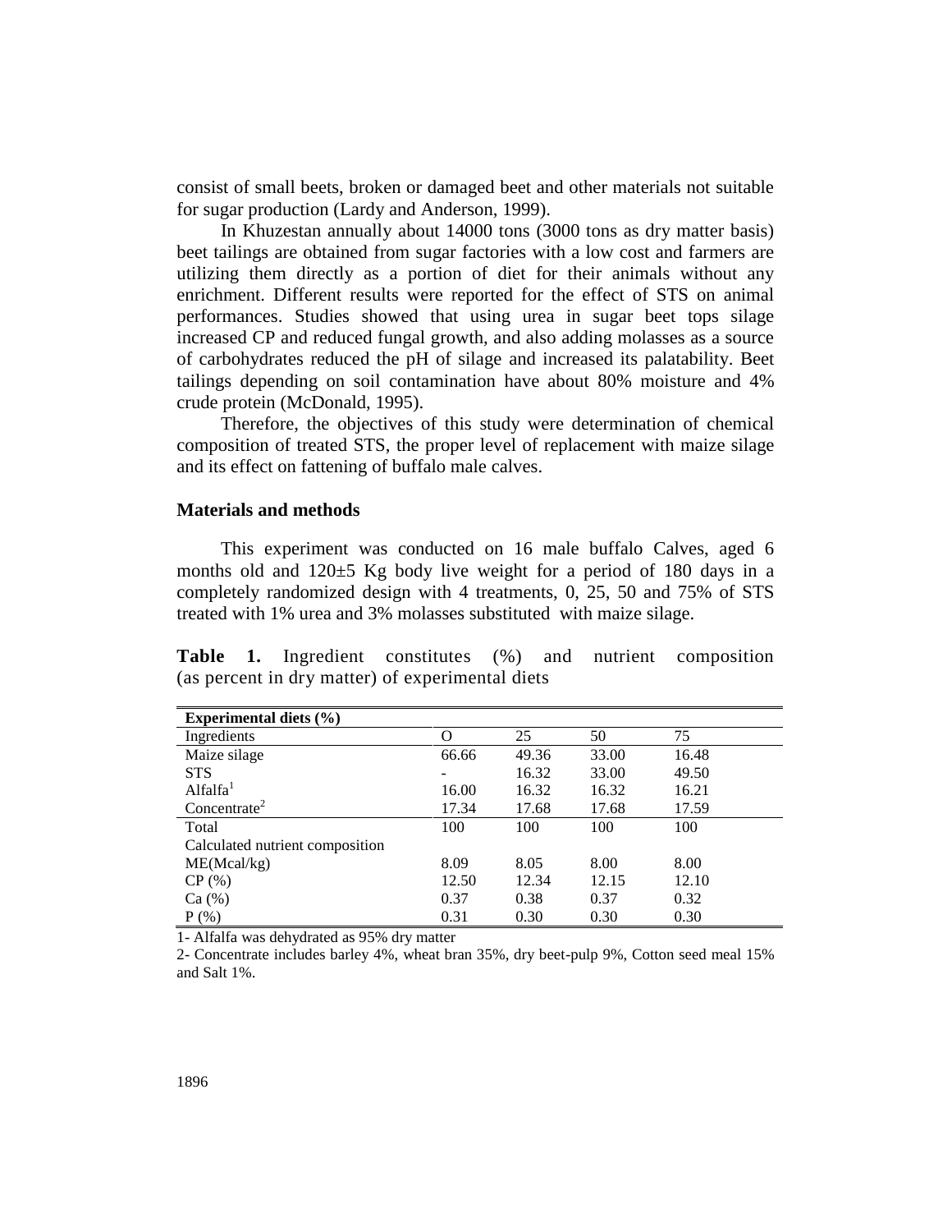consist of small beets, broken or damaged beet and other materials not suitable for sugar production (Lardy and Anderson, 1999).

In Khuzestan annually about 14000 tons (3000 tons as dry matter basis) beet tailings are obtained from sugar factories with a low cost and farmers are utilizing them directly as a portion of diet for their animals without any enrichment. Different results were reported for the effect of STS on animal performances. Studies showed that using urea in sugar beet tops silage increased CP and reduced fungal growth, and also adding molasses as a source of carbohydrates reduced the pH of silage and increased its palatability. Beet tailings depending on soil contamination have about 80% moisture and 4% crude protein (McDonald, 1995).

Therefore, the objectives of this study were determination of chemical composition of treated STS, the proper level of replacement with maize silage and its effect on fattening of buffalo male calves.

## Materials and methods

This experiment was conducted on 16 male buffalo Calves, aged 6 months old and 120±5 Kg body live weight for a period of 180 days in a completely randomized design with 4 treatments, 0, 25, 50 and 75% of STS treated with 1% urea and 3% molasses substituted with maize silage.

**Table 1.** Ingredient constitutes (%) and nutrient composition (as percent in dry matter) of experimental diets

| **Experimental diets (%)** | | | | |
|---|---|---|---|---|
| Ingredients | O | 25 | 50 | 75 |
| Maize silage | 66.66 | 49.36 | 33.00 | 16.48 |
| STS | - | 16.32 | 33.00 | 49.50 |
| Alfalfa[1] | 16.00 | 16.32 | 16.32 | 16.21 |
| Concentrate[2] | 17.34 | 17.68 | 17.68 | 17.59 |
| Total | 100 | 100 | 100 | 100 |
| Calculated nutrient composition | | | | |
| ME(Mcal/kg) | 8.09 | 8.05 | 8.00 | 8.00 |
| CP (%) | 12.50 | 12.34 | 12.15 | 12.10 |
| Ca (%) | 0.37 | 0.38 | 0.37 | 0.32 |
| P (%) | 0.31 | 0.30 | 0.30 | 0.30 |

1- Alfalfa was dehydrated as 95% dry matter

2- Concentrate includes barley 4%, wheat bran 35%, dry beet-pulp 9%, Cotton seed meal 15% and Salt 1%.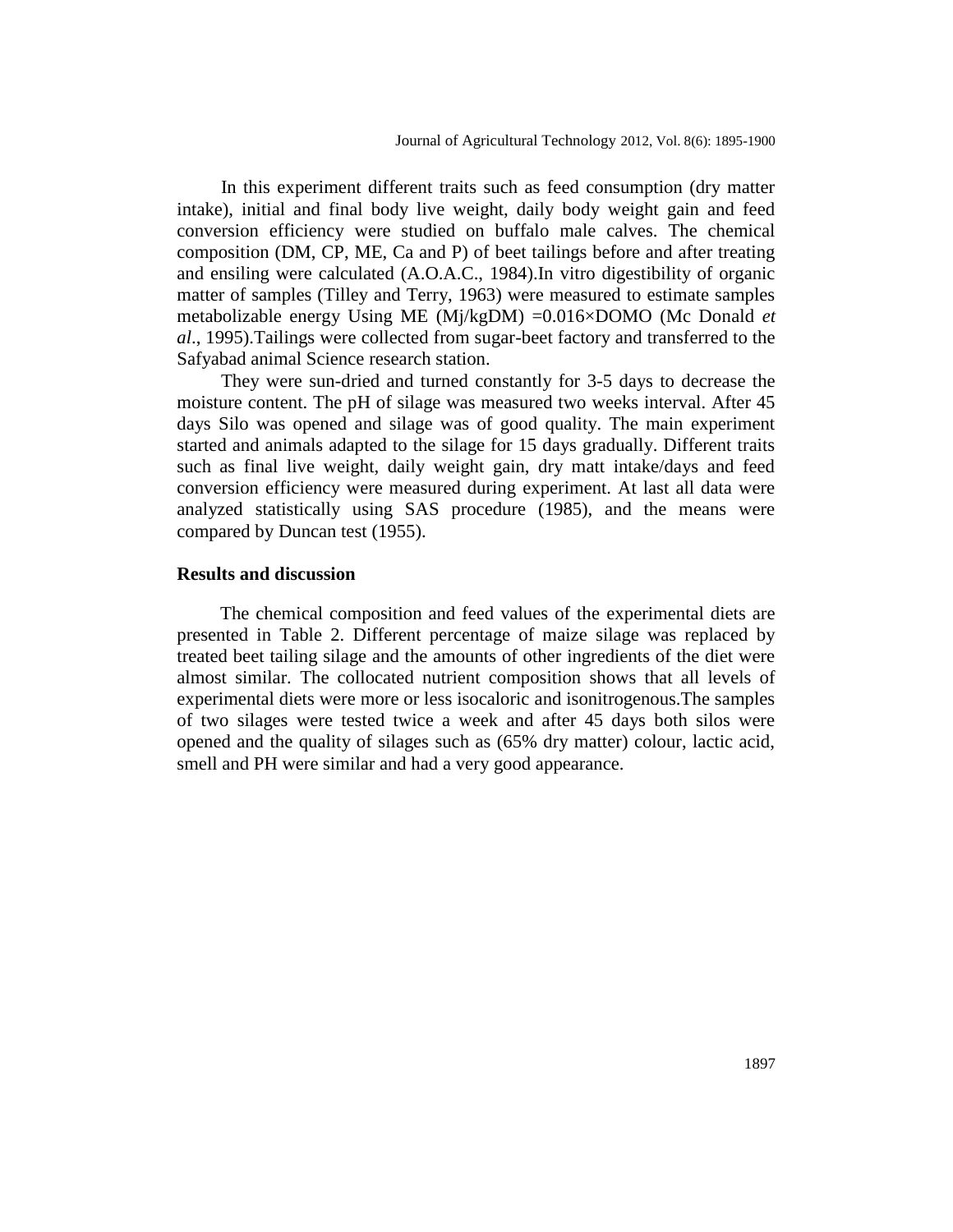In this experiment different traits such as feed consumption (dry matter intake), initial and final body live weight, daily body weight gain and feed conversion efficiency were studied on buffalo male calves. The chemical composition (DM, CP, ME, Ca and P) of beet tailings before and after treating and ensiling were calculated (A.O.A.C., 1984).In vitro digestibility of organic matter of samples (Tilley and Terry, 1963) were measured to estimate samples metabolizable energy Using ME (Mj/kgDM) =0.016×DOMO (Mc Donald *et al*., 1995).Tailings were collected from sugar-beet factory and transferred to the Safyabad animal Science research station.

They were sun-dried and turned constantly for 3-5 days to decrease the moisture content. The pH of silage was measured two weeks interval. After 45 days Silo was opened and silage was of good quality. The main experiment started and animals adapted to the silage for 15 days gradually. Different traits such as final live weight, daily weight gain, dry matt intake/days and feed conversion efficiency were measured during experiment. At last all data were analyzed statistically using SAS procedure (1985), and the means were compared by Duncan test (1955).

## Results and discussion

The chemical composition and feed values of the experimental diets are presented in Table 2. Different percentage of maize silage was replaced by treated beet tailing silage and the amounts of other ingredients of the diet were almost similar. The collocated nutrient composition shows that all levels of experimental diets were more or less isocaloric and isonitrogenous.The samples of two silages were tested twice a week and after 45 days both silos were opened and the quality of silages such as (65% dry matter) colour, lactic acid, smell and PH were similar and had a very good appearance.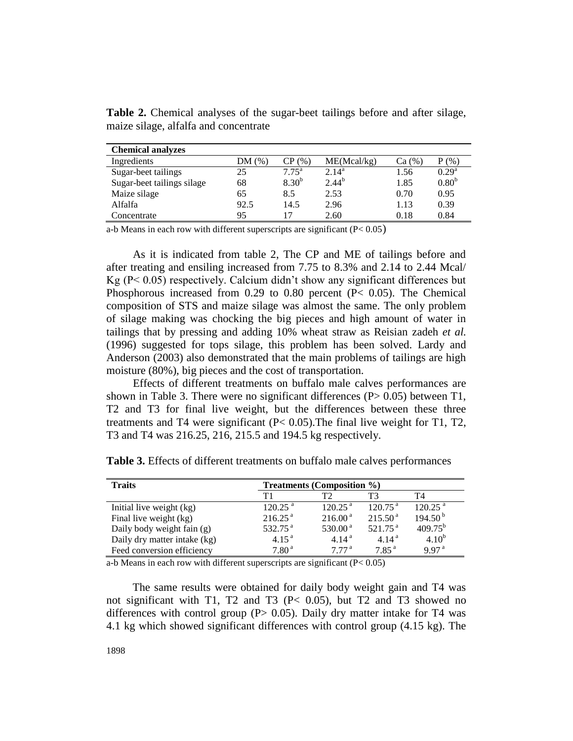**Table 2.** Chemical analyses of the sugar-beet tailings before and after silage, maize silage, alfalfa and concentrate

| Chemical analyzes | | | | | |
|---|---|---|---|---|---|
| Ingredients | DM (%) | CP (%) | ME(Mcal/kg) | Ca (%) | P (%) |
| Sugar-beet tailings | 25 | 7.75[a] | 2.14[a] | 1.56 | 0.29[a] |
| Sugar-beet tailings silage | 68 | 8.30[b] | 2.44[b] | 1.85 | 0.80[b] |
| Maize silage | 65 | 8.5 | 2.53 | 0.70 | 0.95 |
| Alfalfa | 92.5 | 14.5 | 2.96 | 1.13 | 0.39 |
| Concentrate | 95 | 17 | 2.60 | 0.18 | 0.84 |

a-b Means in each row with different superscripts are significant ($P< 0.05$)

As it is indicated from table 2, The CP and ME of tailings before and after treating and ensiling increased from 7.75 to 8.3% and 2.14 to 2.44 Mcal/ Kg ($P< 0.05$) respectively. Calcium didn't show any significant differences but Phosphorous increased from 0.29 to 0.80 percent ($P< 0.05$). The Chemical composition of STS and maize silage was almost the same. The only problem of silage making was chocking the big pieces and high amount of water in tailings that by pressing and adding 10% wheat straw as Reisian zadeh *et al.* (1996) suggested for tops silage, this problem has been solved. Lardy and Anderson (2003) also demonstrated that the main problems of tailings are high moisture (80%), big pieces and the cost of transportation.

Effects of different treatments on buffalo male calves performances are shown in Table 3. There were no significant differences ($P> 0.05$) between T1, T2 and T3 for final live weight, but the differences between these three treatments and T4 were significant ($P< 0.05$).The final live weight for T1, T2, T3 and T4 was 216.25, 216, 215.5 and 194.5 kg respectively.

**Table 3.** Effects of different treatments on buffalo male calves performances

| Traits | Treatments (Composition %) | | | |
|---|---|---|---|---|
| | T1 | T2 | T3 | T4 |
| Initial live weight (kg) | 120.25 [a] | 120.25 [a] | 120.75 [a] | 120.25 [a] |
| Final live weight (kg) | 216.25 [a] | 216.00 [a] | 215.50 [a] | 194.50 [b] |
| Daily body weight fain (g) | 532.75 [a] | 530.00 [a] | 521.75 [a] | 409.75[b] |
| Daily dry matter intake (kg) | 4.15 [a] | 4.14 [a] | 4.14 [a] | 4.10[b] |
| Feed conversion efficiency | 7.80 [a] | 7.77 [a] | 7.85 [a] | 9.97 [a] |

a-b Means in each row with different superscripts are significant ($P< 0.05$)

The same results were obtained for daily body weight gain and T4 was not significant with T1, T2 and T3 ($P< 0.05$), but T2 and T3 showed no differences with control group ($P> 0.05$). Daily dry matter intake for T4 was 4.1 kg which showed significant differences with control group (4.15 kg). The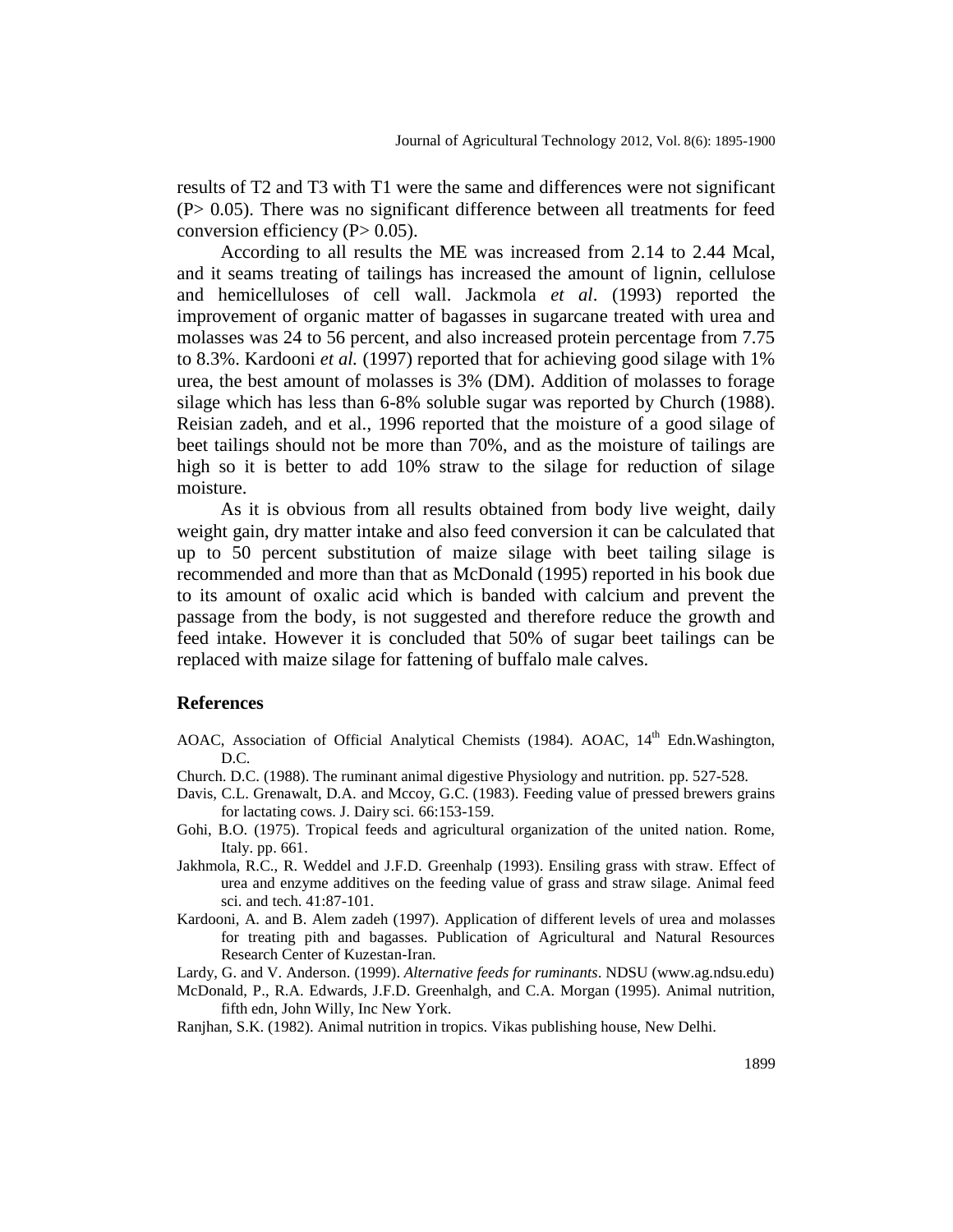results of T2 and T3 with T1 were the same and differences were not significant ($P > 0.05$). There was no significant difference between all treatments for feed conversion efficiency ($P > 0.05$).

According to all results the ME was increased from 2.14 to 2.44 Mcal, and it seams treating of tailings has increased the amount of lignin, cellulose and hemicelluloses of cell wall. Jackmola *et al*. (1993) reported the improvement of organic matter of bagasses in sugarcane treated with urea and molasses was 24 to 56 percent, and also increased protein percentage from 7.75 to 8.3%. Kardooni *et al.* (1997) reported that for achieving good silage with 1% urea, the best amount of molasses is 3% (DM). Addition of molasses to forage silage which has less than 6-8% soluble sugar was reported by Church (1988). Reisian zadeh, and et al., 1996 reported that the moisture of a good silage of beet tailings should not be more than 70%, and as the moisture of tailings are high so it is better to add 10% straw to the silage for reduction of silage moisture.

As it is obvious from all results obtained from body live weight, daily weight gain, dry matter intake and also feed conversion it can be calculated that up to 50 percent substitution of maize silage with beet tailing silage is recommended and more than that as McDonald (1995) reported in his book due to its amount of oxalic acid which is banded with calcium and prevent the passage from the body, is not suggested and therefore reduce the growth and feed intake. However it is concluded that 50% of sugar beet tailings can be replaced with maize silage for fattening of buffalo male calves.

## References

AOAC, Association of Official Analytical Chemists (1984). AOAC, 14th Edn.Washington, D.C.

Church. D.C. (1988). The ruminant animal digestive Physiology and nutrition. pp. 527-528.

Davis, C.L. Grenawalt, D.A. and Mccoy, G.C. (1983). Feeding value of pressed brewers grains for lactating cows. J. Dairy sci. 66:153-159.

Gohi, B.O. (1975). Tropical feeds and agricultural organization of the united nation. Rome, Italy. pp. 661.

Jakhmola, R.C., R. Weddel and J.F.D. Greenhalp (1993). Ensiling grass with straw. Effect of urea and enzyme additives on the feeding value of grass and straw silage. Animal feed sci. and tech. 41:87-101.

Kardooni, A. and B. Alem zadeh (1997). Application of different levels of urea and molasses for treating pith and bagasses. Publication of Agricultural and Natural Resources Research Center of Kuzestan-Iran.

Lardy, G. and V. Anderson. (1999). *Alternative feeds for ruminants*. NDSU (www.ag.ndsu.edu)

McDonald, P., R.A. Edwards, J.F.D. Greenhalgh, and C.A. Morgan (1995). Animal nutrition, fifth edn, John Willy, Inc New York.

Ranjhan, S.K. (1982). Animal nutrition in tropics. Vikas publishing house, New Delhi.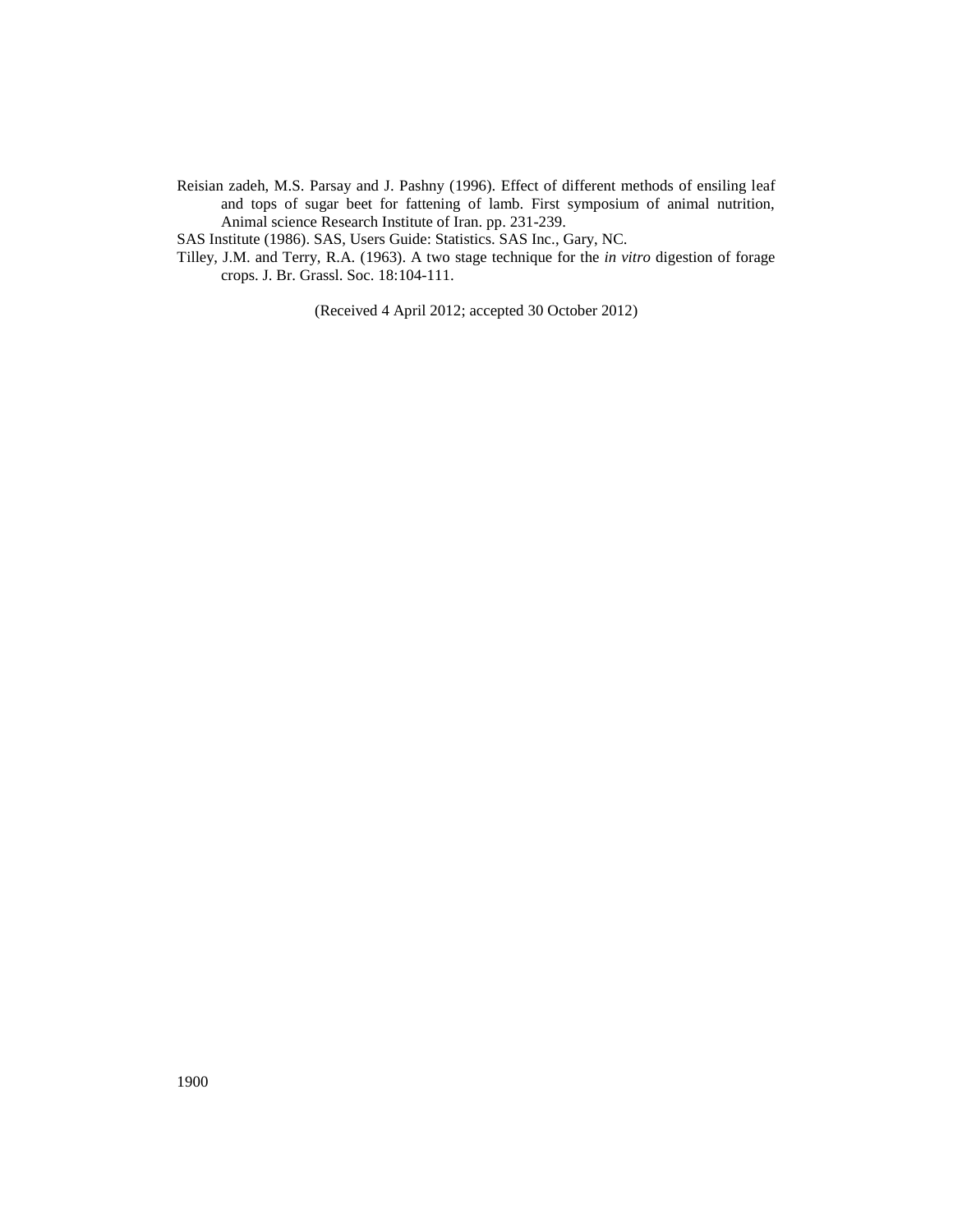Reisian zadeh, M.S. Parsay and J. Pashny (1996). Effect of different methods of ensiling leaf and tops of sugar beet for fattening of lamb. First symposium of animal nutrition, Animal science Research Institute of Iran. pp. 231-239.

SAS Institute (1986). SAS, Users Guide: Statistics. SAS Inc., Gary, NC.

Tilley, J.M. and Terry, R.A. (1963). A two stage technique for the *in vitro* digestion of forage crops. J. Br. Grassl. Soc. 18:104-111.

(Received 4 April 2012; accepted 30 October 2012)